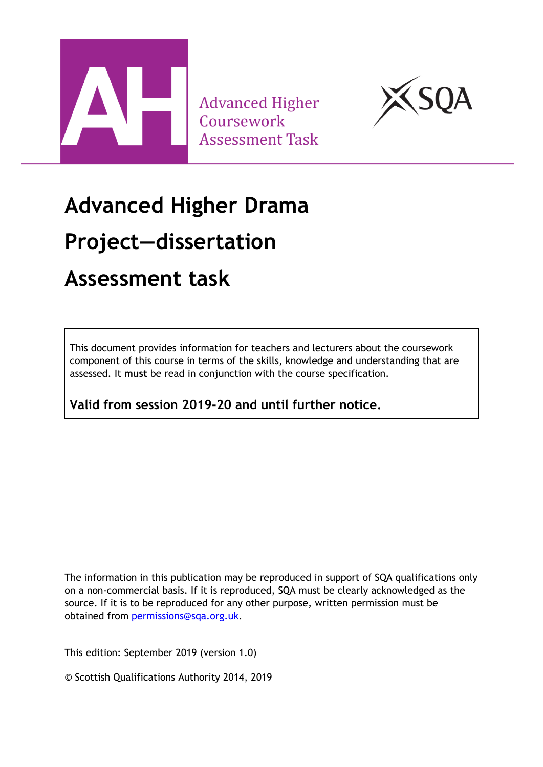Advanced Higher
Coursework
Assessment Task

# Advanced Higher Drama

# Project—dissertation

# Assessment task

This document provides information for teachers and lecturers about the coursework component of this course in terms of the skills, knowledge and understanding that are assessed. It **must** be read in conjunction with the course specification.

**Valid from session 2019-20 and until further notice.**

The information in this publication may be reproduced in support of SQA qualifications only on a non-commercial basis. If it is reproduced, SQA must be clearly acknowledged as the source. If it is to be reproduced for any other purpose, written permission must be obtained from permissions@sqa.org.uk.

This edition: September 2019 (version 1.0)

© Scottish Qualifications Authority 2014, 2019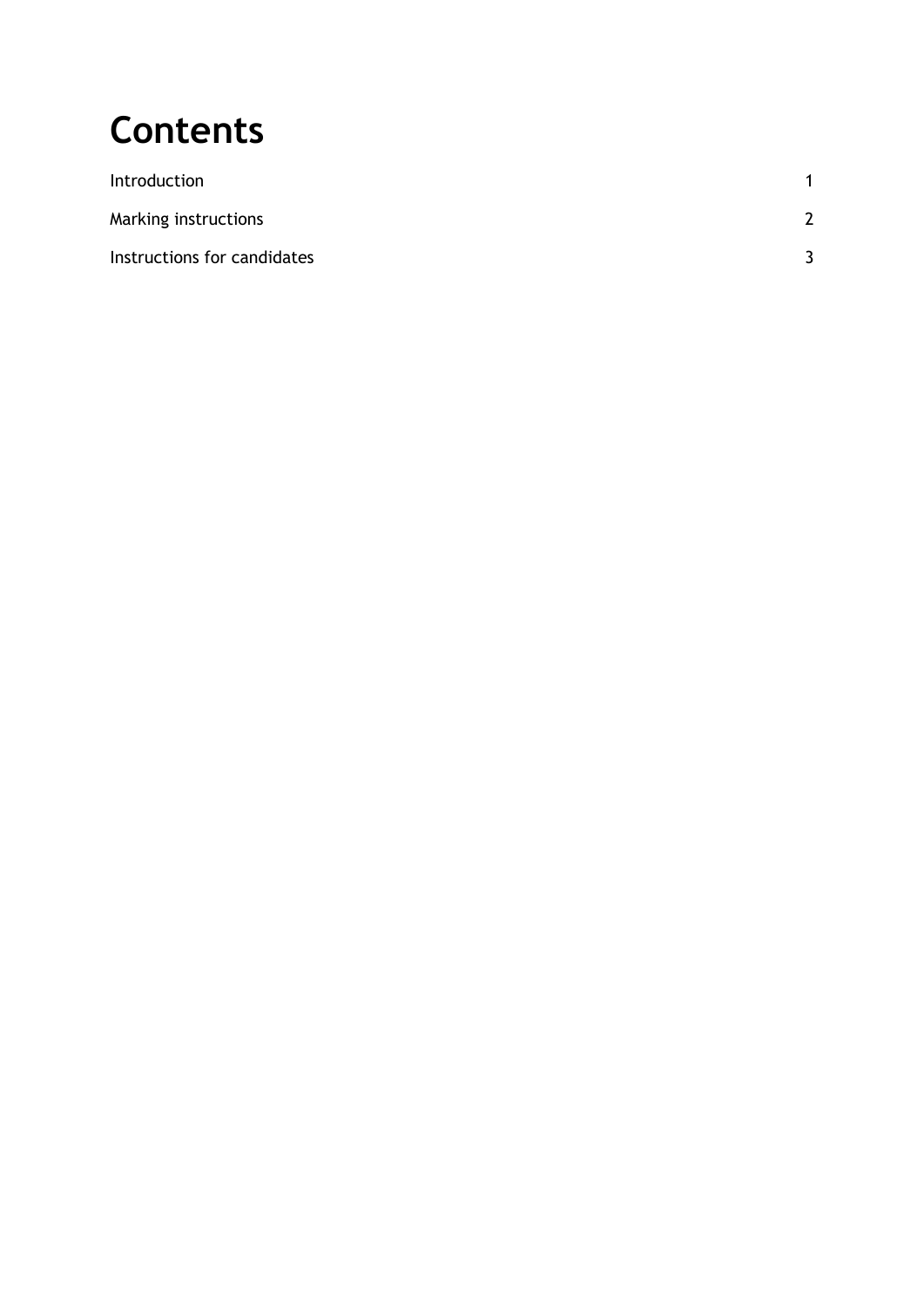# Contents

| | |
|---|---|
| Introduction | 1 |
| Marking instructions | 2 |
| Instructions for candidates | 3 |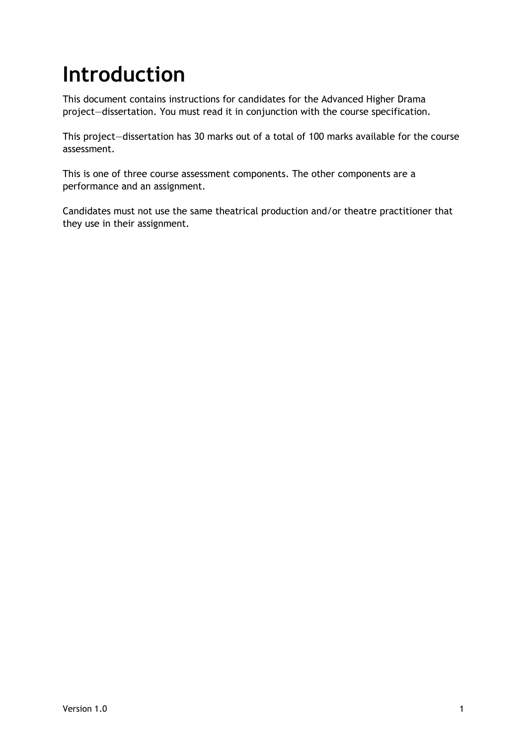# Introduction

This document contains instructions for candidates for the Advanced Higher Drama project—dissertation. You must read it in conjunction with the course specification.

This project—dissertation has 30 marks out of a total of 100 marks available for the course assessment.

This is one of three course assessment components. The other components are a performance and an assignment.

Candidates must not use the same theatrical production and/or theatre practitioner that they use in their assignment.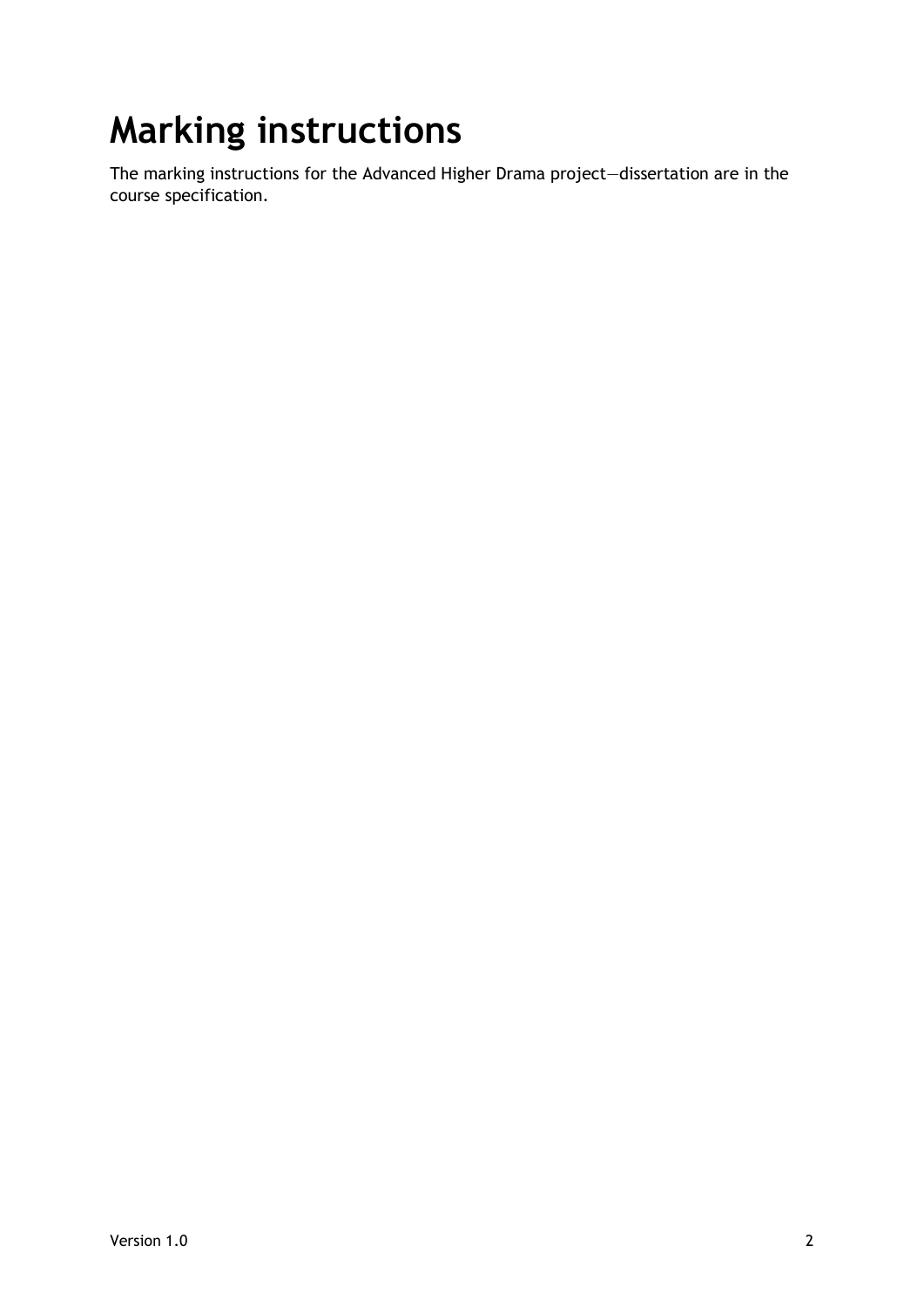# Marking instructions

The marking instructions for the Advanced Higher Drama project—dissertation are in the course specification.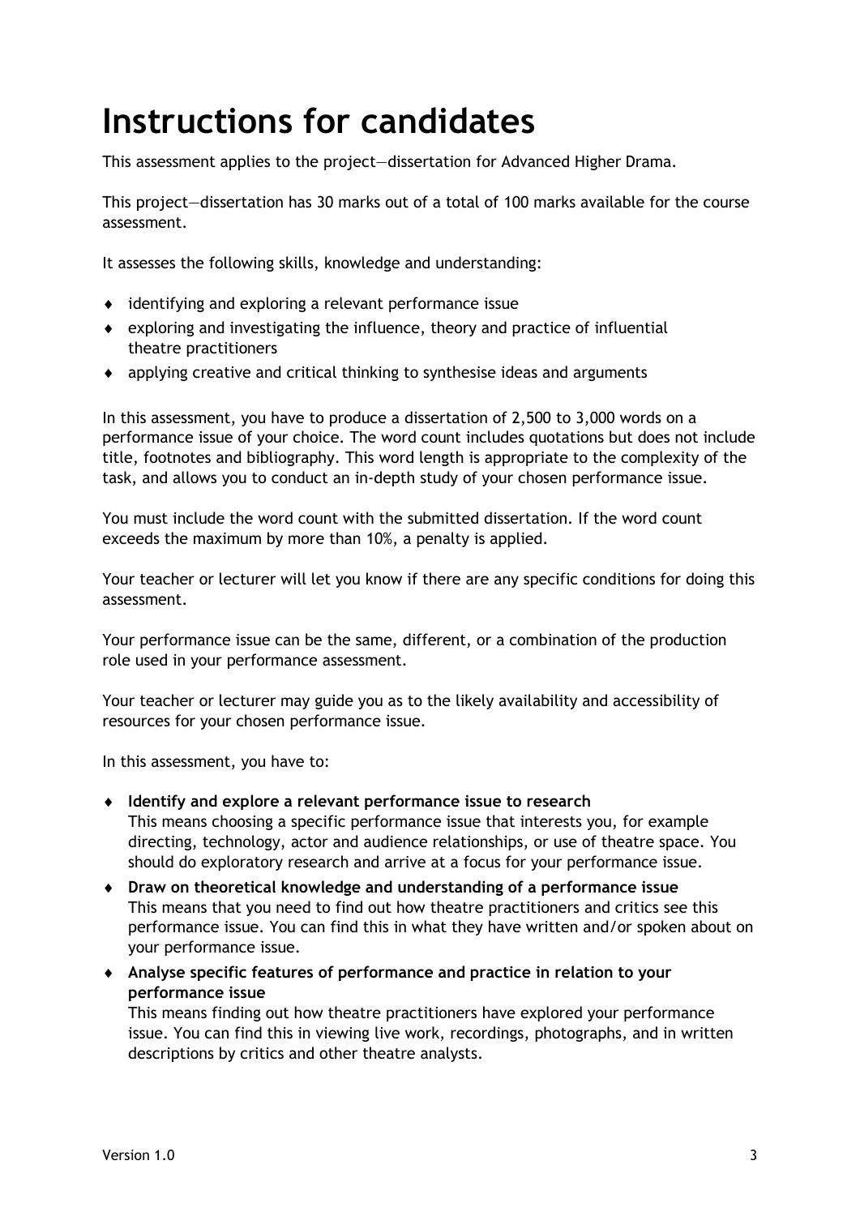# Instructions for candidates

This assessment applies to the project—dissertation for Advanced Higher Drama.

This project—dissertation has 30 marks out of a total of 100 marks available for the course assessment.

It assesses the following skills, knowledge and understanding:

- identifying and exploring a relevant performance issue
- exploring and investigating the influence, theory and practice of influential theatre practitioners
- applying creative and critical thinking to synthesise ideas and arguments

In this assessment, you have to produce a dissertation of 2,500 to 3,000 words on a performance issue of your choice. The word count includes quotations but does not include title, footnotes and bibliography. This word length is appropriate to the complexity of the task, and allows you to conduct an in-depth study of your chosen performance issue.

You must include the word count with the submitted dissertation. If the word count exceeds the maximum by more than 10%, a penalty is applied.

Your teacher or lecturer will let you know if there are any specific conditions for doing this assessment.

Your performance issue can be the same, different, or a combination of the production role used in your performance assessment.

Your teacher or lecturer may guide you as to the likely availability and accessibility of resources for your chosen performance issue.

In this assessment, you have to:

- **Identify and explore a relevant performance issue to research**
  This means choosing a specific performance issue that interests you, for example directing, technology, actor and audience relationships, or use of theatre space. You should do exploratory research and arrive at a focus for your performance issue.
- **Draw on theoretical knowledge and understanding of a performance issue**
  This means that you need to find out how theatre practitioners and critics see this performance issue. You can find this in what they have written and/or spoken about on your performance issue.
- **Analyse specific features of performance and practice in relation to your performance issue**
  This means finding out how theatre practitioners have explored your performance issue. You can find this in viewing live work, recordings, photographs, and in written descriptions by critics and other theatre analysts.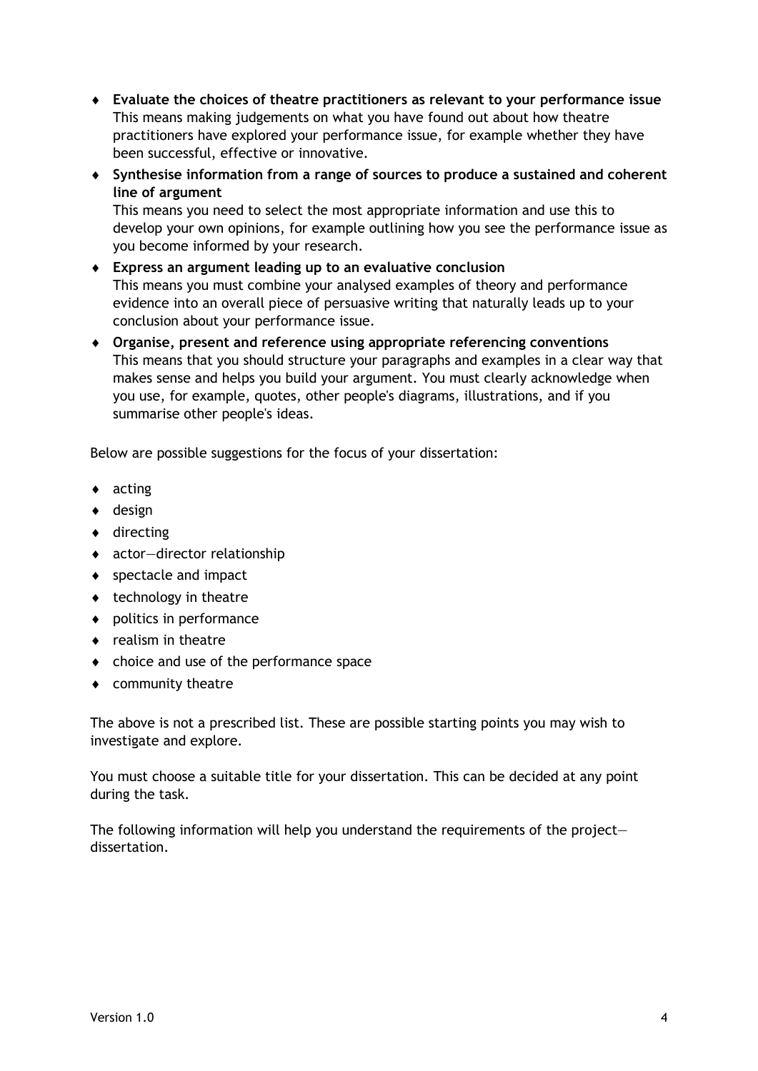- **Evaluate the choices of theatre practitioners as relevant to your performance issue**
  This means making judgements on what you have found out about how theatre practitioners have explored your performance issue, for example whether they have been successful, effective or innovative.
- **Synthesise information from a range of sources to produce a sustained and coherent line of argument**
  This means you need to select the most appropriate information and use this to develop your own opinions, for example outlining how you see the performance issue as you become informed by your research.
- **Express an argument leading up to an evaluative conclusion**
  This means you must combine your analysed examples of theory and performance evidence into an overall piece of persuasive writing that naturally leads up to your conclusion about your performance issue.
- **Organise, present and reference using appropriate referencing conventions**
  This means that you should structure your paragraphs and examples in a clear way that makes sense and helps you build your argument. You must clearly acknowledge when you use, for example, quotes, other people's diagrams, illustrations, and if you summarise other people's ideas.

Below are possible suggestions for the focus of your dissertation:

- acting
- design
- directing
- actor—director relationship
- spectacle and impact
- technology in theatre
- politics in performance
- realism in theatre
- choice and use of the performance space
- community theatre

The above is not a prescribed list. These are possible starting points you may wish to investigate and explore.

You must choose a suitable title for your dissertation. This can be decided at any point during the task.

The following information will help you understand the requirements of the project—dissertation.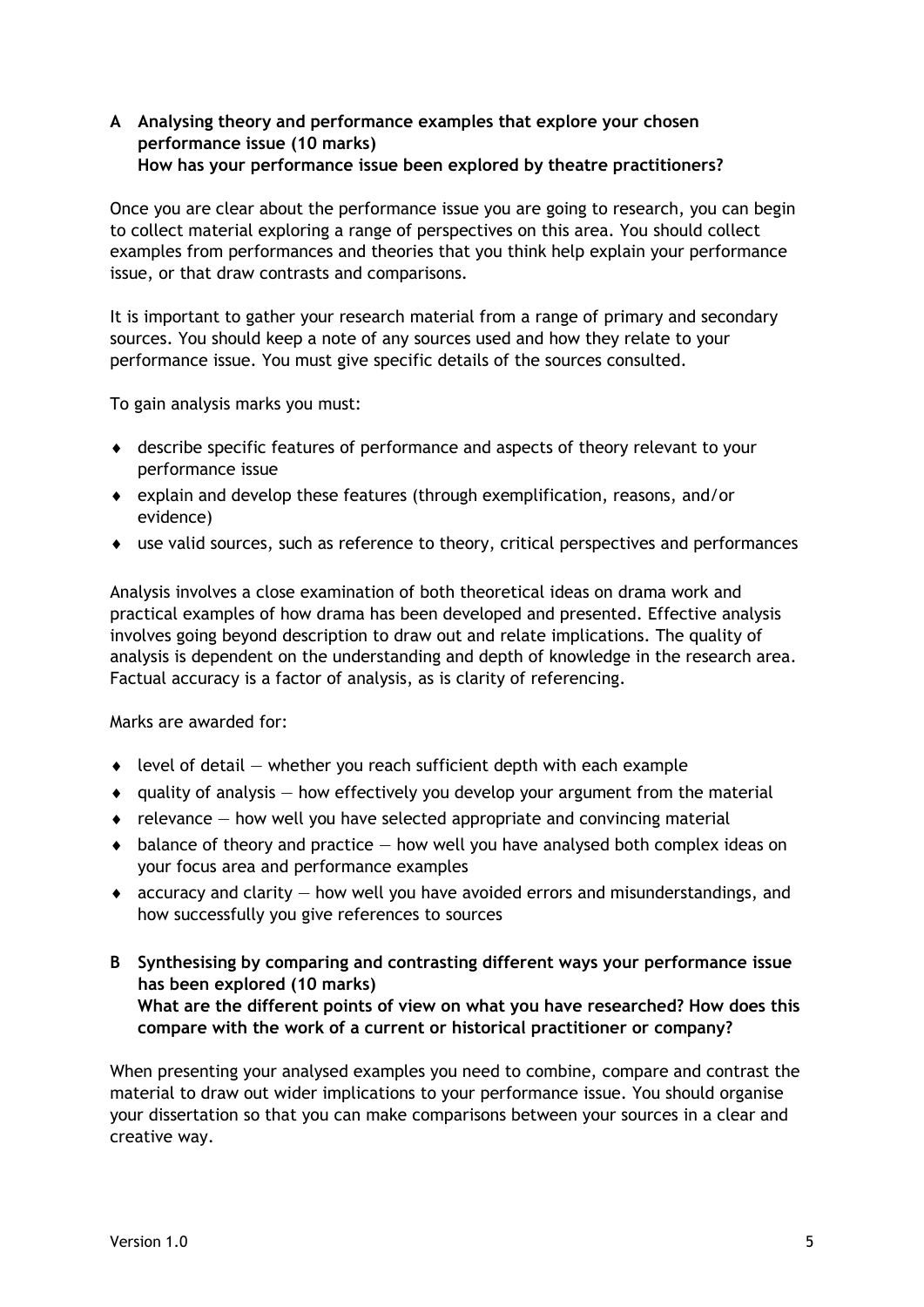## A Analysing theory and performance examples that explore your chosen performance issue (10 marks)

**How has your performance issue been explored by theatre practitioners?**

Once you are clear about the performance issue you are going to research, you can begin to collect material exploring a range of perspectives on this area. You should collect examples from performances and theories that you think help explain your performance issue, or that draw contrasts and comparisons.

It is important to gather your research material from a range of primary and secondary sources. You should keep a note of any sources used and how they relate to your performance issue. You must give specific details of the sources consulted.

To gain analysis marks you must:

- describe specific features of performance and aspects of theory relevant to your performance issue
- explain and develop these features (through exemplification, reasons, and/or evidence)
- use valid sources, such as reference to theory, critical perspectives and performances

Analysis involves a close examination of both theoretical ideas on drama work and practical examples of how drama has been developed and presented. Effective analysis involves going beyond description to draw out and relate implications. The quality of analysis is dependent on the understanding and depth of knowledge in the research area. Factual accuracy is a factor of analysis, as is clarity of referencing.

Marks are awarded for:

- level of detail — whether you reach sufficient depth with each example
- quality of analysis — how effectively you develop your argument from the material
- relevance — how well you have selected appropriate and convincing material
- balance of theory and practice — how well you have analysed both complex ideas on your focus area and performance examples
- accuracy and clarity — how well you have avoided errors and misunderstandings, and how successfully you give references to sources

## B Synthesising by comparing and contrasting different ways your performance issue has been explored (10 marks)

**What are the different points of view on what you have researched? How does this compare with the work of a current or historical practitioner or company?**

When presenting your analysed examples you need to combine, compare and contrast the material to draw out wider implications to your performance issue. You should organise your dissertation so that you can make comparisons between your sources in a clear and creative way.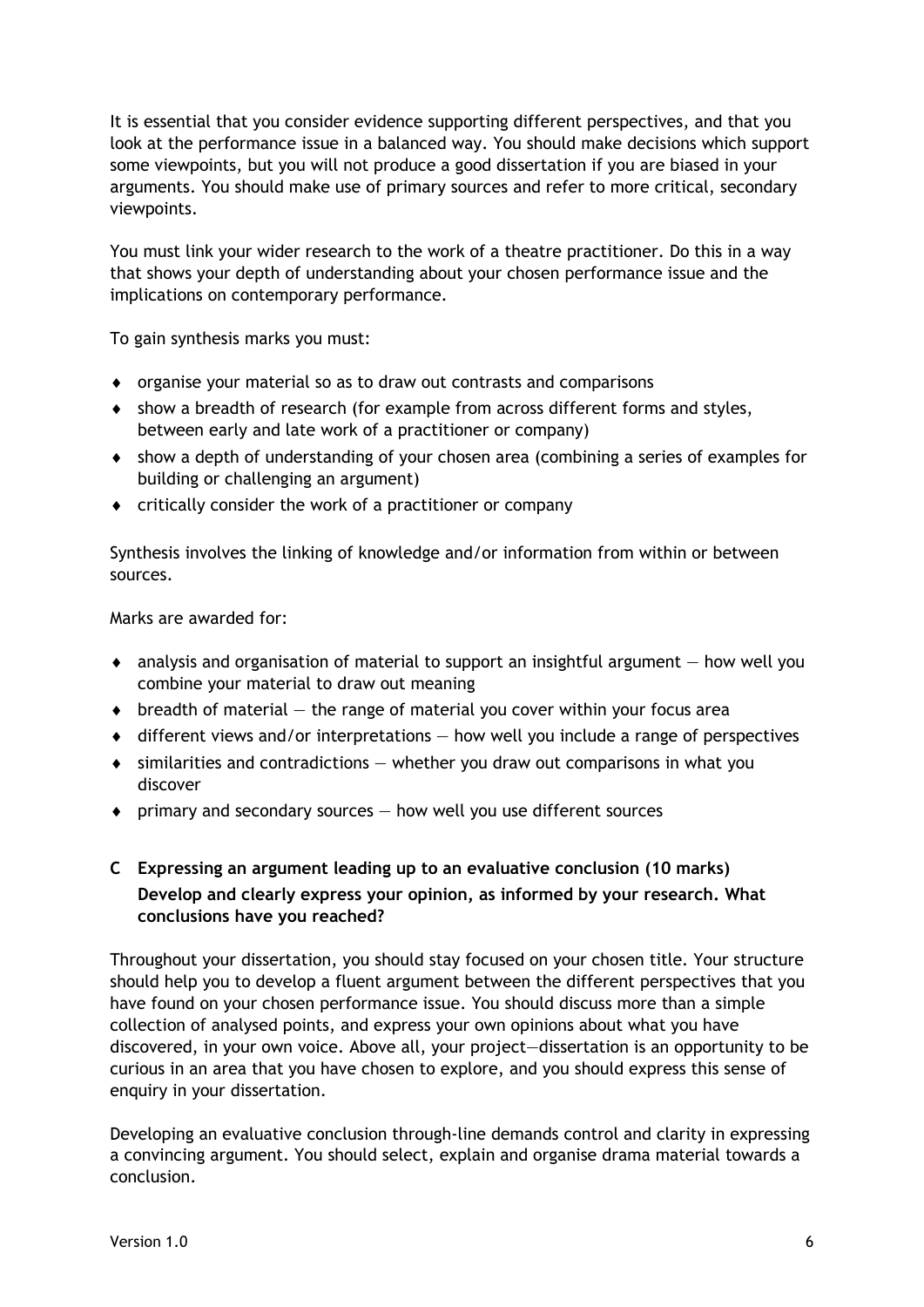It is essential that you consider evidence supporting different perspectives, and that you look at the performance issue in a balanced way. You should make decisions which support some viewpoints, but you will not produce a good dissertation if you are biased in your arguments. You should make use of primary sources and refer to more critical, secondary viewpoints.

You must link your wider research to the work of a theatre practitioner. Do this in a way that shows your depth of understanding about your chosen performance issue and the implications on contemporary performance.

To gain synthesis marks you must:

- organise your material so as to draw out contrasts and comparisons
- show a breadth of research (for example from across different forms and styles, between early and late work of a practitioner or company)
- show a depth of understanding of your chosen area (combining a series of examples for building or challenging an argument)
- critically consider the work of a practitioner or company

Synthesis involves the linking of knowledge and/or information from within or between sources.

Marks are awarded for:

- analysis and organisation of material to support an insightful argument — how well you combine your material to draw out meaning
- breadth of material — the range of material you cover within your focus area
- different views and/or interpretations — how well you include a range of perspectives
- similarities and contradictions — whether you draw out comparisons in what you discover
- primary and secondary sources — how well you use different sources

## C Expressing an argument leading up to an evaluative conclusion (10 marks)

**Develop and clearly express your opinion, as informed by your research. What conclusions have you reached?**

Throughout your dissertation, you should stay focused on your chosen title. Your structure should help you to develop a fluent argument between the different perspectives that you have found on your chosen performance issue. You should discuss more than a simple collection of analysed points, and express your own opinions about what you have discovered, in your own voice. Above all, your project—dissertation is an opportunity to be curious in an area that you have chosen to explore, and you should express this sense of enquiry in your dissertation.

Developing an evaluative conclusion through-line demands control and clarity in expressing a convincing argument. You should select, explain and organise drama material towards a conclusion.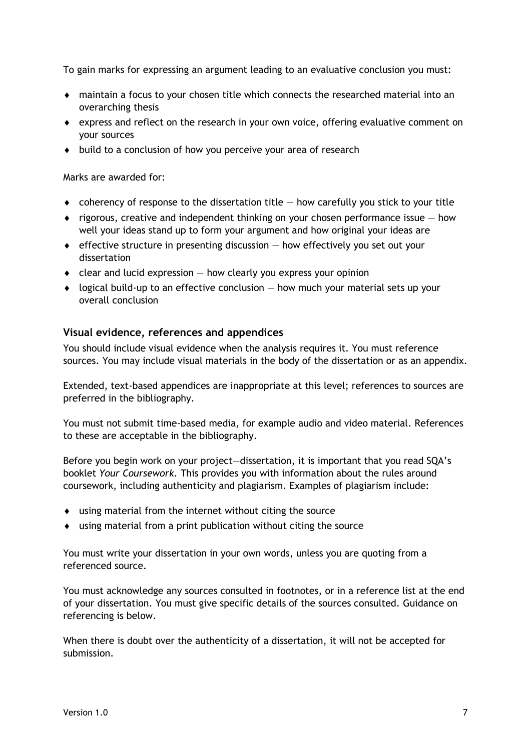To gain marks for expressing an argument leading to an evaluative conclusion you must:

- maintain a focus to your chosen title which connects the researched material into an overarching thesis
- express and reflect on the research in your own voice, offering evaluative comment on your sources
- build to a conclusion of how you perceive your area of research

Marks are awarded for:

- coherency of response to the dissertation title — how carefully you stick to your title
- rigorous, creative and independent thinking on your chosen performance issue — how well your ideas stand up to form your argument and how original your ideas are
- effective structure in presenting discussion — how effectively you set out your dissertation
- clear and lucid expression — how clearly you express your opinion
- logical build-up to an effective conclusion — how much your material sets up your overall conclusion

### Visual evidence, references and appendices

You should include visual evidence when the analysis requires it. You must reference sources. You may include visual materials in the body of the dissertation or as an appendix.

Extended, text-based appendices are inappropriate at this level; references to sources are preferred in the bibliography.

You must not submit time-based media, for example audio and video material. References to these are acceptable in the bibliography.

Before you begin work on your project—dissertation, it is important that you read SQA's booklet *Your Coursework*. This provides you with information about the rules around coursework, including authenticity and plagiarism. Examples of plagiarism include:

- using material from the internet without citing the source
- using material from a print publication without citing the source

You must write your dissertation in your own words, unless you are quoting from a referenced source.

You must acknowledge any sources consulted in footnotes, or in a reference list at the end of your dissertation. You must give specific details of the sources consulted. Guidance on referencing is below.

When there is doubt over the authenticity of a dissertation, it will not be accepted for submission.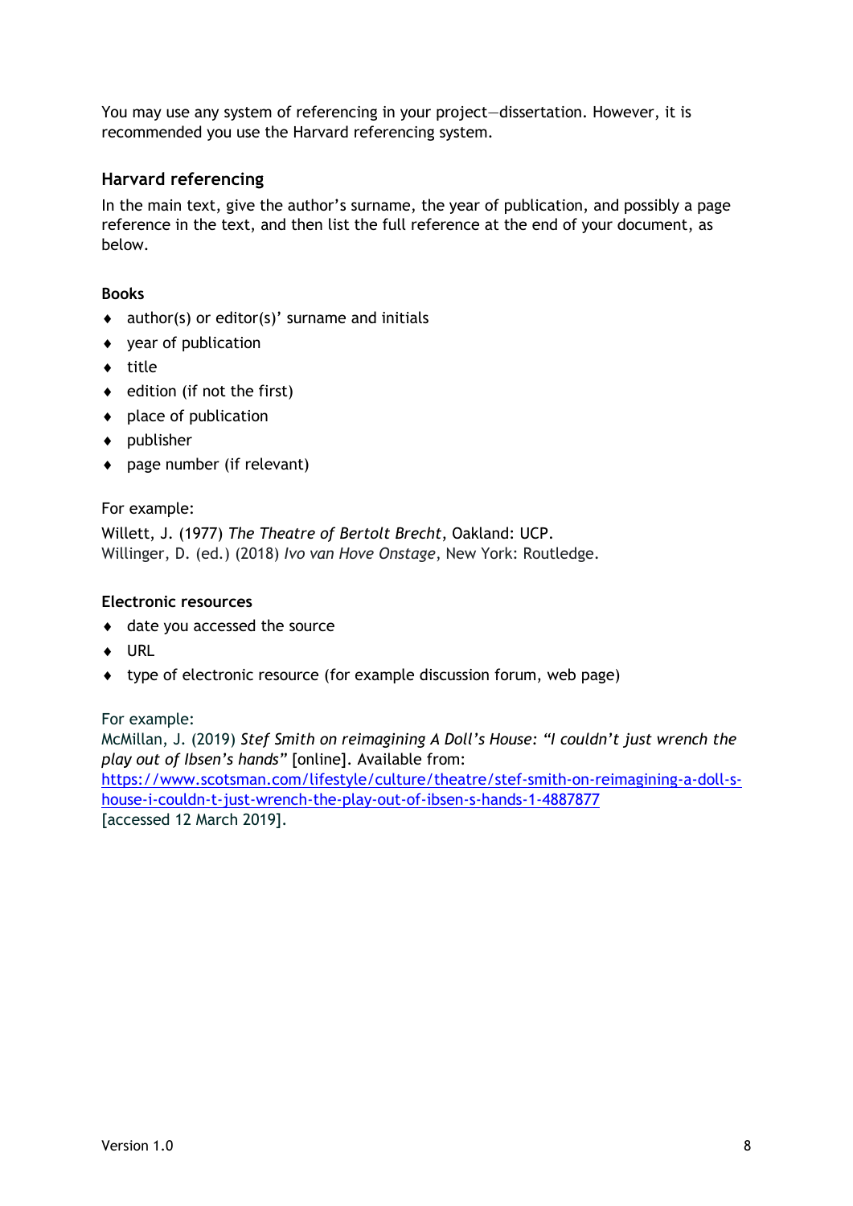You may use any system of referencing in your project—dissertation. However, it is recommended you use the Harvard referencing system.

## Harvard referencing

In the main text, give the author's surname, the year of publication, and possibly a page reference in the text, and then list the full reference at the end of your document, as below.

**Books**

- author(s) or editor(s)' surname and initials
- year of publication
- title
- edition (if not the first)
- place of publication
- publisher
- page number (if relevant)

For example:

Willett, J. (1977) *The Theatre of Bertolt Brecht*, Oakland: UCP.
Willinger, D. (ed.) (2018) *Ivo van Hove Onstage*, New York: Routledge.

**Electronic resources**

- date you accessed the source
- URL
- type of electronic resource (for example discussion forum, web page)

For example:
McMillan, J. (2019) *Stef Smith on reimagining A Doll's House: "I couldn't just wrench the play out of Ibsen's hands"* [online]. Available from: [https://www.scotsman.com/lifestyle/culture/theatre/stef-smith-on-reimagining-a-doll-s-house-i-couldn-t-just-wrench-the-play-out-of-ibsen-s-hands-1-4887877](https://www.scotsman.com/lifestyle/culture/theatre/stef-smith-on-reimagining-a-doll-s-house-i-couldn-t-just-wrench-the-play-out-of-ibsen-s-hands-1-4887877)
[accessed 12 March 2019].

Version 1.0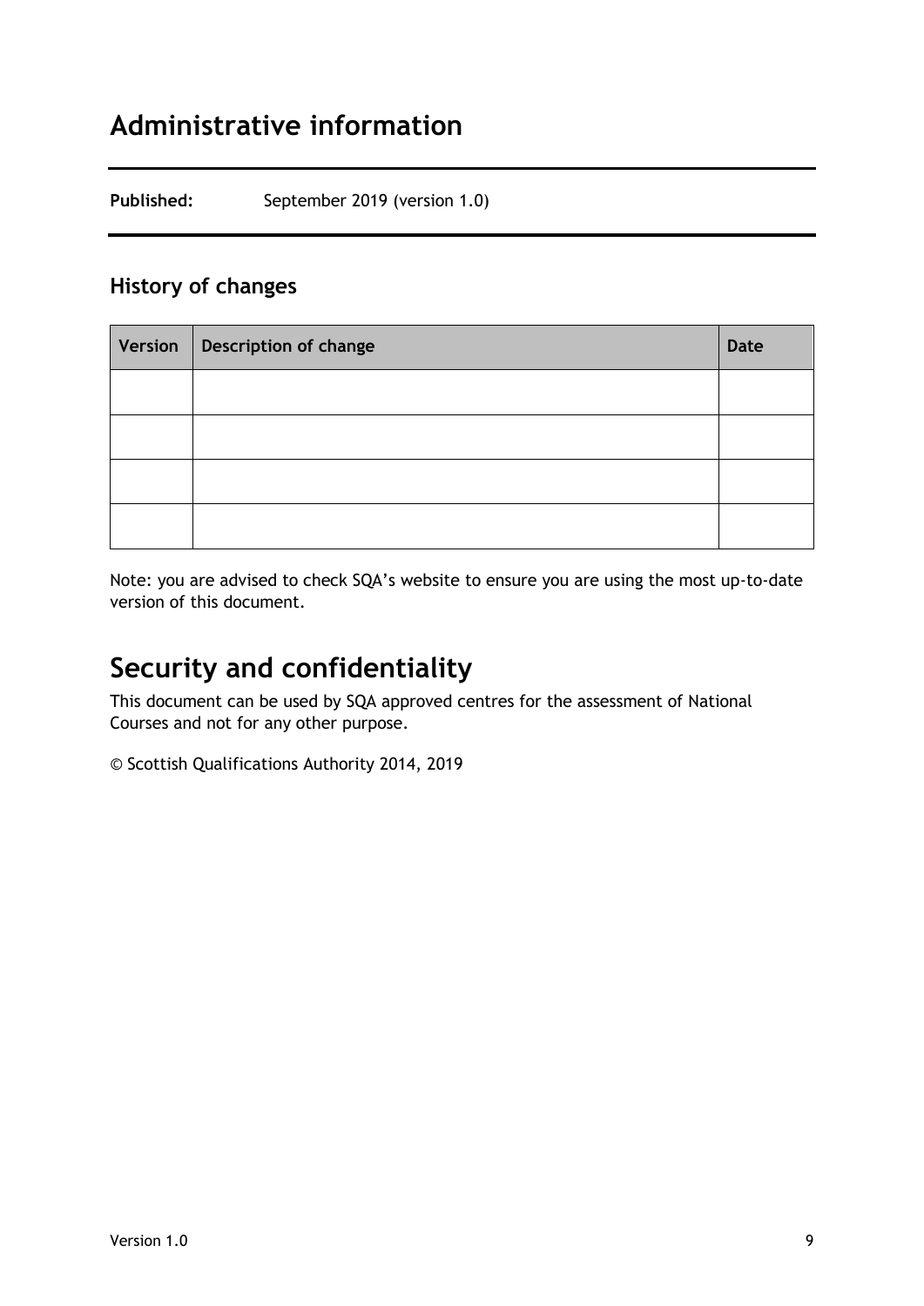# Administrative information

**Published:** September 2019 (version 1.0)

## History of changes

| Version | Description of change | Date |
|---|---|---|
| | | |
| | | |
| | | |
| | | |

Note: you are advised to check SQA's website to ensure you are using the most up-to-date version of this document.

# Security and confidentiality

This document can be used by SQA approved centres for the assessment of National Courses and not for any other purpose.

© Scottish Qualifications Authority 2014, 2019